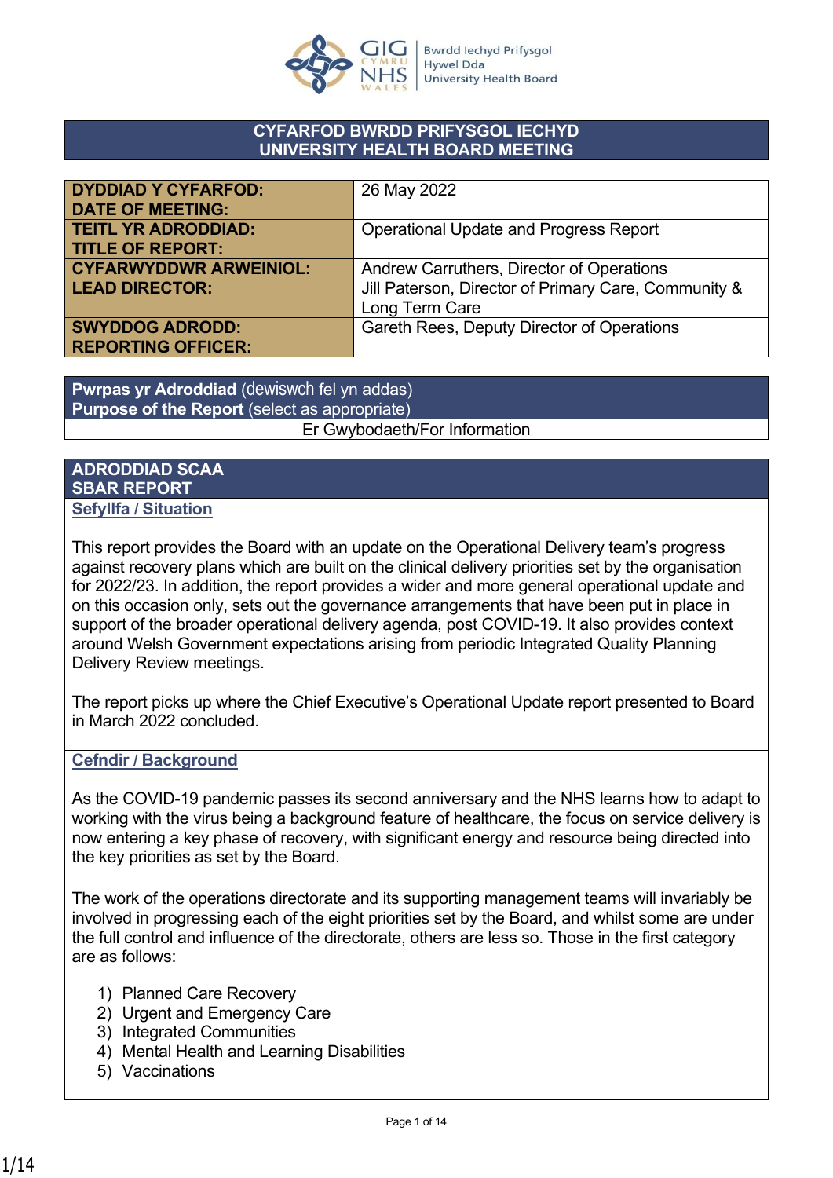Bwrdd Iechyd Prifysgol Hywel Dda University Health Board

## CYFARFOD BWRDD PRIFYSGOL IECHYD UNIVERSITY HEALTH BOARD MEETING

| | |
|---|---|
| **DYDDIAD Y CYFARFOD: DATE OF MEETING:** | 26 May 2022 |
| **TEITL YR ADRODDIAD: TITLE OF REPORT:** | Operational Update and Progress Report |
| **CYFARWYDDWR ARWEINIOL: LEAD DIRECTOR:** | Andrew Carruthers, Director of Operations<br>Jill Paterson, Director of Primary Care, Community & Long Term Care |
| **SWYDDOG ADRODD: REPORTING OFFICER:** | Gareth Rees, Deputy Director of Operations |

| **Pwrpas yr Adroddiad** (dewiswch fel yn addas) **Purpose of the Report** (select as appropriate) |
|---|
| Er Gwybodaeth/For Information |

## ADRODDIAD SCAA SBAR REPORT

### Sefyllfa / Situation

This report provides the Board with an update on the Operational Delivery team's progress against recovery plans which are built on the clinical delivery priorities set by the organisation for 2022/23. In addition, the report provides a wider and more general operational update and on this occasion only, sets out the governance arrangements that have been put in place in support of the broader operational delivery agenda, post COVID-19. It also provides context around Welsh Government expectations arising from periodic Integrated Quality Planning Delivery Review meetings.

The report picks up where the Chief Executive's Operational Update report presented to Board in March 2022 concluded.

### Cefndir / Background

As the COVID-19 pandemic passes its second anniversary and the NHS learns how to adapt to working with the virus being a background feature of healthcare, the focus on service delivery is now entering a key phase of recovery, with significant energy and resource being directed into the key priorities as set by the Board.

The work of the operations directorate and its supporting management teams will invariably be involved in progressing each of the eight priorities set by the Board, and whilst some are under the full control and influence of the directorate, others are less so. Those in the first category are as follows:

1) Planned Care Recovery
2) Urgent and Emergency Care
3) Integrated Communities
4) Mental Health and Learning Disabilities
5) Vaccinations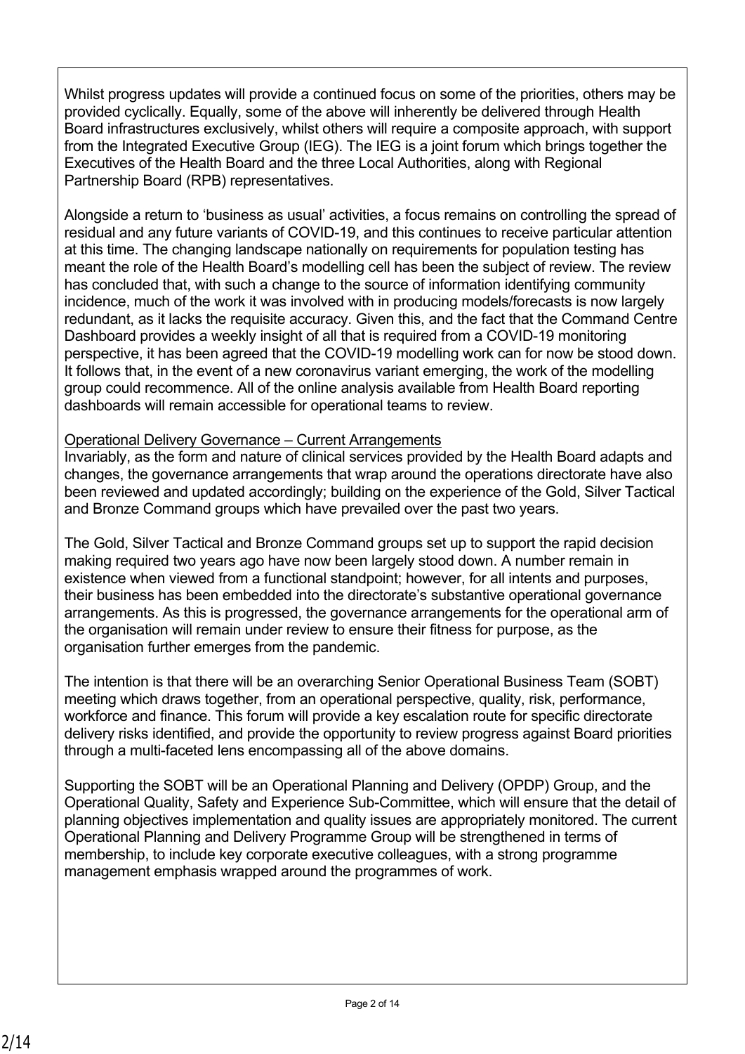Whilst progress updates will provide a continued focus on some of the priorities, others may be provided cyclically. Equally, some of the above will inherently be delivered through Health Board infrastructures exclusively, whilst others will require a composite approach, with support from the Integrated Executive Group (IEG). The IEG is a joint forum which brings together the Executives of the Health Board and the three Local Authorities, along with Regional Partnership Board (RPB) representatives.

Alongside a return to 'business as usual' activities, a focus remains on controlling the spread of residual and any future variants of COVID-19, and this continues to receive particular attention at this time. The changing landscape nationally on requirements for population testing has meant the role of the Health Board's modelling cell has been the subject of review. The review has concluded that, with such a change to the source of information identifying community incidence, much of the work it was involved with in producing models/forecasts is now largely redundant, as it lacks the requisite accuracy. Given this, and the fact that the Command Centre Dashboard provides a weekly insight of all that is required from a COVID-19 monitoring perspective, it has been agreed that the COVID-19 modelling work can for now be stood down. It follows that, in the event of a new coronavirus variant emerging, the work of the modelling group could recommence. All of the online analysis available from Health Board reporting dashboards will remain accessible for operational teams to review.

Operational Delivery Governance – Current Arrangements

Invariably, as the form and nature of clinical services provided by the Health Board adapts and changes, the governance arrangements that wrap around the operations directorate have also been reviewed and updated accordingly; building on the experience of the Gold, Silver Tactical and Bronze Command groups which have prevailed over the past two years.

The Gold, Silver Tactical and Bronze Command groups set up to support the rapid decision making required two years ago have now been largely stood down. A number remain in existence when viewed from a functional standpoint; however, for all intents and purposes, their business has been embedded into the directorate's substantive operational governance arrangements. As this is progressed, the governance arrangements for the operational arm of the organisation will remain under review to ensure their fitness for purpose, as the organisation further emerges from the pandemic.

The intention is that there will be an overarching Senior Operational Business Team (SOBT) meeting which draws together, from an operational perspective, quality, risk, performance, workforce and finance. This forum will provide a key escalation route for specific directorate delivery risks identified, and provide the opportunity to review progress against Board priorities through a multi-faceted lens encompassing all of the above domains.

Supporting the SOBT will be an Operational Planning and Delivery (OPDP) Group, and the Operational Quality, Safety and Experience Sub-Committee, which will ensure that the detail of planning objectives implementation and quality issues are appropriately monitored. The current Operational Planning and Delivery Programme Group will be strengthened in terms of membership, to include key corporate executive colleagues, with a strong programme management emphasis wrapped around the programmes of work.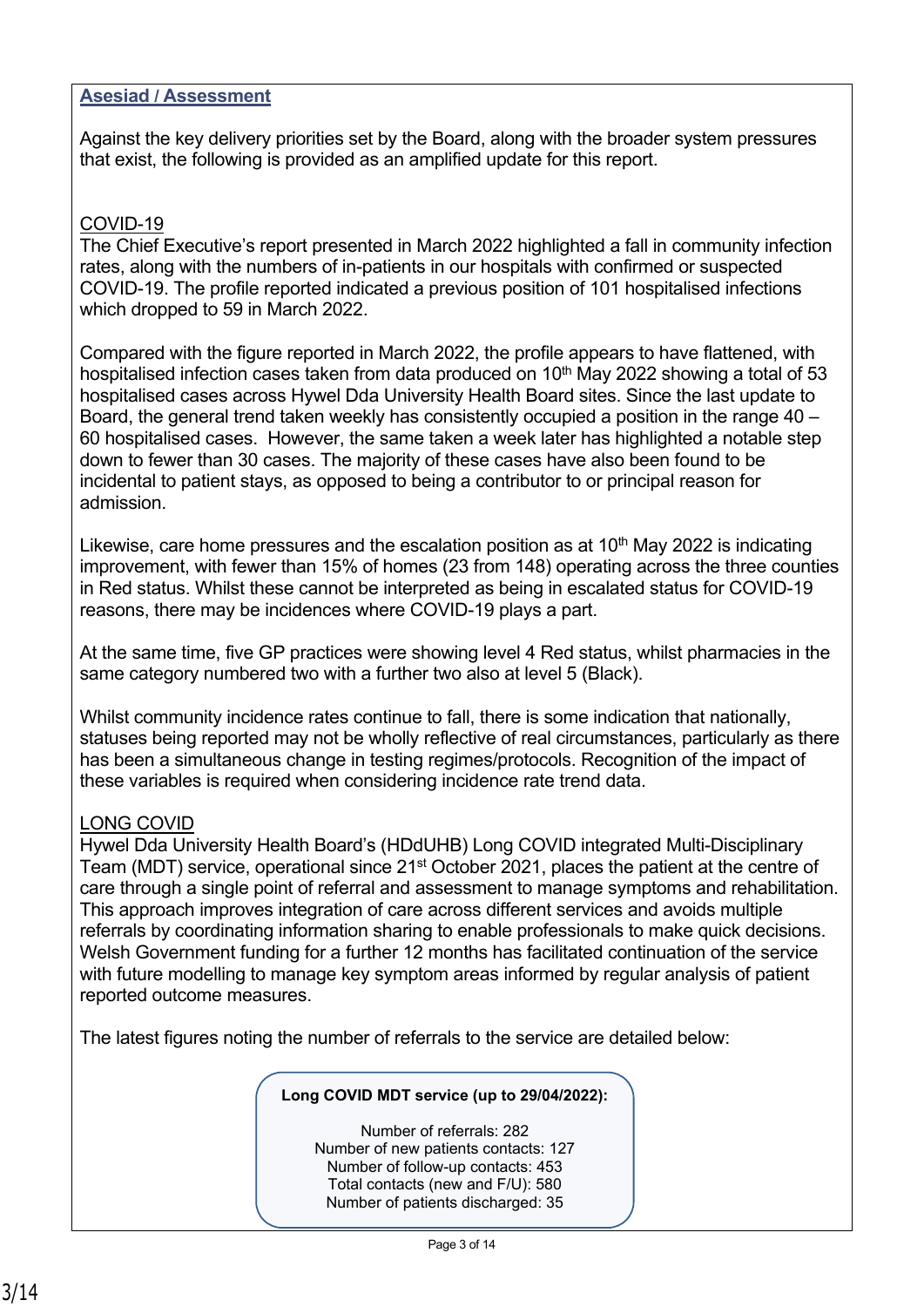## Asesiad / Assessment

Against the key delivery priorities set by the Board, along with the broader system pressures that exist, the following is provided as an amplified update for this report.

### COVID-19

The Chief Executive's report presented in March 2022 highlighted a fall in community infection rates, along with the numbers of in-patients in our hospitals with confirmed or suspected COVID-19. The profile reported indicated a previous position of 101 hospitalised infections which dropped to 59 in March 2022.

Compared with the figure reported in March 2022, the profile appears to have flattened, with hospitalised infection cases taken from data produced on 10th May 2022 showing a total of 53 hospitalised cases across Hywel Dda University Health Board sites. Since the last update to Board, the general trend taken weekly has consistently occupied a position in the range 40 – 60 hospitalised cases. However, the same taken a week later has highlighted a notable step down to fewer than 30 cases. The majority of these cases have also been found to be incidental to patient stays, as opposed to being a contributor to or principal reason for admission.

Likewise, care home pressures and the escalation position as at 10th May 2022 is indicating improvement, with fewer than 15% of homes (23 from 148) operating across the three counties in Red status. Whilst these cannot be interpreted as being in escalated status for COVID-19 reasons, there may be incidences where COVID-19 plays a part.

At the same time, five GP practices were showing level 4 Red status, whilst pharmacies in the same category numbered two with a further two also at level 5 (Black).

Whilst community incidence rates continue to fall, there is some indication that nationally, statuses being reported may not be wholly reflective of real circumstances, particularly as there has been a simultaneous change in testing regimes/protocols. Recognition of the impact of these variables is required when considering incidence rate trend data.

### LONG COVID

Hywel Dda University Health Board's (HDdUHB) Long COVID integrated Multi-Disciplinary Team (MDT) service, operational since 21st October 2021, places the patient at the centre of care through a single point of referral and assessment to manage symptoms and rehabilitation. This approach improves integration of care across different services and avoids multiple referrals by coordinating information sharing to enable professionals to make quick decisions. Welsh Government funding for a further 12 months has facilitated continuation of the service with future modelling to manage key symptom areas informed by regular analysis of patient reported outcome measures.

The latest figures noting the number of referrals to the service are detailed below:

**Long COVID MDT service (up to 29/04/2022):**

Number of referrals: 282
Number of new patients contacts: 127
Number of follow-up contacts: 453
Total contacts (new and F/U): 580
Number of patients discharged: 35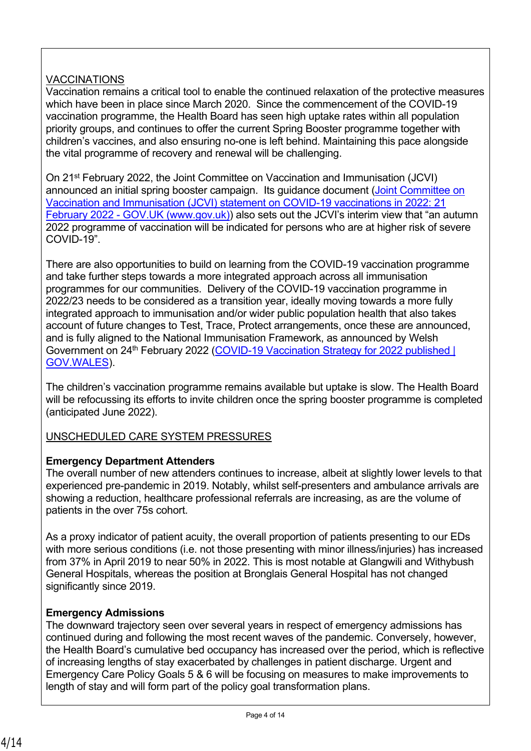VACCINATIONS

Vaccination remains a critical tool to enable the continued relaxation of the protective measures which have been in place since March 2020. Since the commencement of the COVID-19 vaccination programme, the Health Board has seen high uptake rates within all population priority groups, and continues to offer the current Spring Booster programme together with children's vaccines, and also ensuring no-one is left behind. Maintaining this pace alongside the vital programme of recovery and renewal will be challenging.

On 21st February 2022, the Joint Committee on Vaccination and Immunisation (JCVI) announced an initial spring booster campaign. Its guidance document (Joint Committee on Vaccination and Immunisation (JCVI) statement on COVID-19 vaccinations in 2022: 21 February 2022 - GOV.UK (www.gov.uk)) also sets out the JCVI's interim view that "an autumn 2022 programme of vaccination will be indicated for persons who are at higher risk of severe COVID-19".

There are also opportunities to build on learning from the COVID-19 vaccination programme and take further steps towards a more integrated approach across all immunisation programmes for our communities. Delivery of the COVID-19 vaccination programme in 2022/23 needs to be considered as a transition year, ideally moving towards a more fully integrated approach to immunisation and/or wider public population health that also takes account of future changes to Test, Trace, Protect arrangements, once these are announced, and is fully aligned to the National Immunisation Framework, as announced by Welsh Government on 24th February 2022 (COVID-19 Vaccination Strategy for 2022 published | GOV.WALES).

The children's vaccination programme remains available but uptake is slow. The Health Board will be refocussing its efforts to invite children once the spring booster programme is completed (anticipated June 2022).

UNSCHEDULED CARE SYSTEM PRESSURES

**Emergency Department Attenders**

The overall number of new attenders continues to increase, albeit at slightly lower levels to that experienced pre-pandemic in 2019. Notably, whilst self-presenters and ambulance arrivals are showing a reduction, healthcare professional referrals are increasing, as are the volume of patients in the over 75s cohort.

As a proxy indicator of patient acuity, the overall proportion of patients presenting to our EDs with more serious conditions (i.e. not those presenting with minor illness/injuries) has increased from 37% in April 2019 to near 50% in 2022. This is most notable at Glangwili and Withybush General Hospitals, whereas the position at Bronglais General Hospital has not changed significantly since 2019.

**Emergency Admissions**

The downward trajectory seen over several years in respect of emergency admissions has continued during and following the most recent waves of the pandemic. Conversely, however, the Health Board's cumulative bed occupancy has increased over the period, which is reflective of increasing lengths of stay exacerbated by challenges in patient discharge. Urgent and Emergency Care Policy Goals 5 & 6 will be focusing on measures to make improvements to length of stay and will form part of the policy goal transformation plans.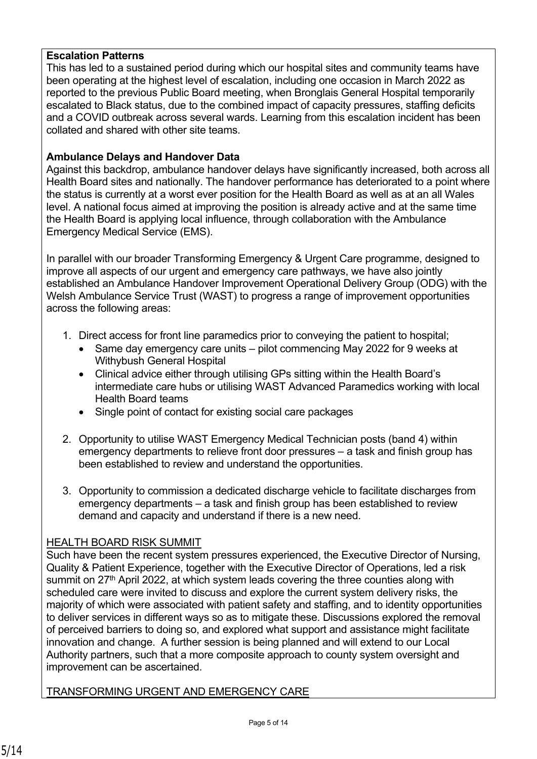**Escalation Patterns**

This has led to a sustained period during which our hospital sites and community teams have been operating at the highest level of escalation, including one occasion in March 2022 as reported to the previous Public Board meeting, when Bronglais General Hospital temporarily escalated to Black status, due to the combined impact of capacity pressures, staffing deficits and a COVID outbreak across several wards. Learning from this escalation incident has been collated and shared with other site teams.

**Ambulance Delays and Handover Data**

Against this backdrop, ambulance handover delays have significantly increased, both across all Health Board sites and nationally. The handover performance has deteriorated to a point where the status is currently at a worst ever position for the Health Board as well as at an all Wales level. A national focus aimed at improving the position is already active and at the same time the Health Board is applying local influence, through collaboration with the Ambulance Emergency Medical Service (EMS).

In parallel with our broader Transforming Emergency & Urgent Care programme, designed to improve all aspects of our urgent and emergency care pathways, we have also jointly established an Ambulance Handover Improvement Operational Delivery Group (ODG) with the Welsh Ambulance Service Trust (WAST) to progress a range of improvement opportunities across the following areas:

1. Direct access for front line paramedics prior to conveying the patient to hospital;
   - Same day emergency care units – pilot commencing May 2022 for 9 weeks at Withybush General Hospital
   - Clinical advice either through utilising GPs sitting within the Health Board's intermediate care hubs or utilising WAST Advanced Paramedics working with local Health Board teams
   - Single point of contact for existing social care packages

2. Opportunity to utilise WAST Emergency Medical Technician posts (band 4) within emergency departments to relieve front door pressures – a task and finish group has been established to review and understand the opportunities.

3. Opportunity to commission a dedicated discharge vehicle to facilitate discharges from emergency departments – a task and finish group has been established to review demand and capacity and understand if there is a new need.

HEALTH BOARD RISK SUMMIT

Such have been the recent system pressures experienced, the Executive Director of Nursing, Quality & Patient Experience, together with the Executive Director of Operations, led a risk summit on 27th April 2022, at which system leads covering the three counties along with scheduled care were invited to discuss and explore the current system delivery risks, the majority of which were associated with patient safety and staffing, and to identity opportunities to deliver services in different ways so as to mitigate these. Discussions explored the removal of perceived barriers to doing so, and explored what support and assistance might facilitate innovation and change. A further session is being planned and will extend to our Local Authority partners, such that a more composite approach to county system oversight and improvement can be ascertained.

TRANSFORMING URGENT AND EMERGENCY CARE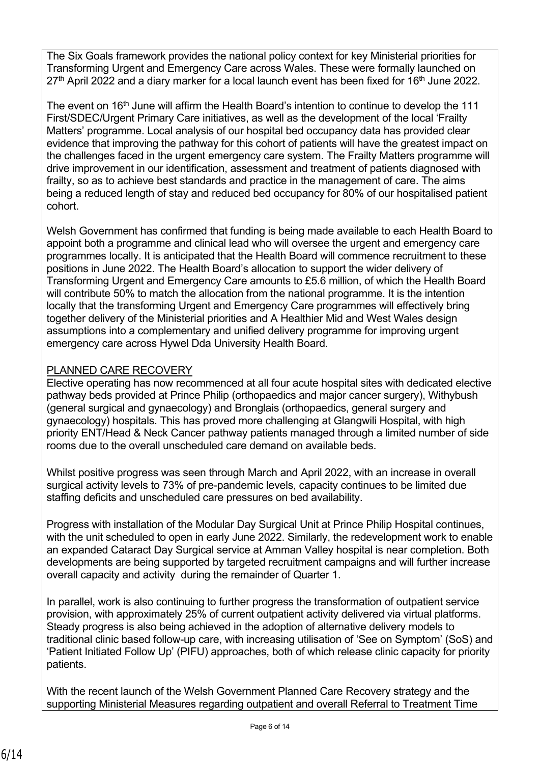The Six Goals framework provides the national policy context for key Ministerial priorities for Transforming Urgent and Emergency Care across Wales. These were formally launched on 27th April 2022 and a diary marker for a local launch event has been fixed for 16th June 2022.

The event on 16th June will affirm the Health Board's intention to continue to develop the 111 First/SDEC/Urgent Primary Care initiatives, as well as the development of the local 'Frailty Matters' programme. Local analysis of our hospital bed occupancy data has provided clear evidence that improving the pathway for this cohort of patients will have the greatest impact on the challenges faced in the urgent emergency care system. The Frailty Matters programme will drive improvement in our identification, assessment and treatment of patients diagnosed with frailty, so as to achieve best standards and practice in the management of care. The aims being a reduced length of stay and reduced bed occupancy for 80% of our hospitalised patient cohort.

Welsh Government has confirmed that funding is being made available to each Health Board to appoint both a programme and clinical lead who will oversee the urgent and emergency care programmes locally. It is anticipated that the Health Board will commence recruitment to these positions in June 2022. The Health Board's allocation to support the wider delivery of Transforming Urgent and Emergency Care amounts to £5.6 million, of which the Health Board will contribute 50% to match the allocation from the national programme. It is the intention locally that the transforming Urgent and Emergency Care programmes will effectively bring together delivery of the Ministerial priorities and A Healthier Mid and West Wales design assumptions into a complementary and unified delivery programme for improving urgent emergency care across Hywel Dda University Health Board.

## PLANNED CARE RECOVERY

Elective operating has now recommenced at all four acute hospital sites with dedicated elective pathway beds provided at Prince Philip (orthopaedics and major cancer surgery), Withybush (general surgical and gynaecology) and Bronglais (orthopaedics, general surgery and gynaecology) hospitals. This has proved more challenging at Glangwili Hospital, with high priority ENT/Head & Neck Cancer pathway patients managed through a limited number of side rooms due to the overall unscheduled care demand on available beds.

Whilst positive progress was seen through March and April 2022, with an increase in overall surgical activity levels to 73% of pre-pandemic levels, capacity continues to be limited due staffing deficits and unscheduled care pressures on bed availability.

Progress with installation of the Modular Day Surgical Unit at Prince Philip Hospital continues, with the unit scheduled to open in early June 2022. Similarly, the redevelopment work to enable an expanded Cataract Day Surgical service at Amman Valley hospital is near completion. Both developments are being supported by targeted recruitment campaigns and will further increase overall capacity and activity during the remainder of Quarter 1.

In parallel, work is also continuing to further progress the transformation of outpatient service provision, with approximately 25% of current outpatient activity delivered via virtual platforms. Steady progress is also being achieved in the adoption of alternative delivery models to traditional clinic based follow-up care, with increasing utilisation of 'See on Symptom' (SoS) and 'Patient Initiated Follow Up' (PIFU) approaches, both of which release clinic capacity for priority patients.

With the recent launch of the Welsh Government Planned Care Recovery strategy and the supporting Ministerial Measures regarding outpatient and overall Referral to Treatment Time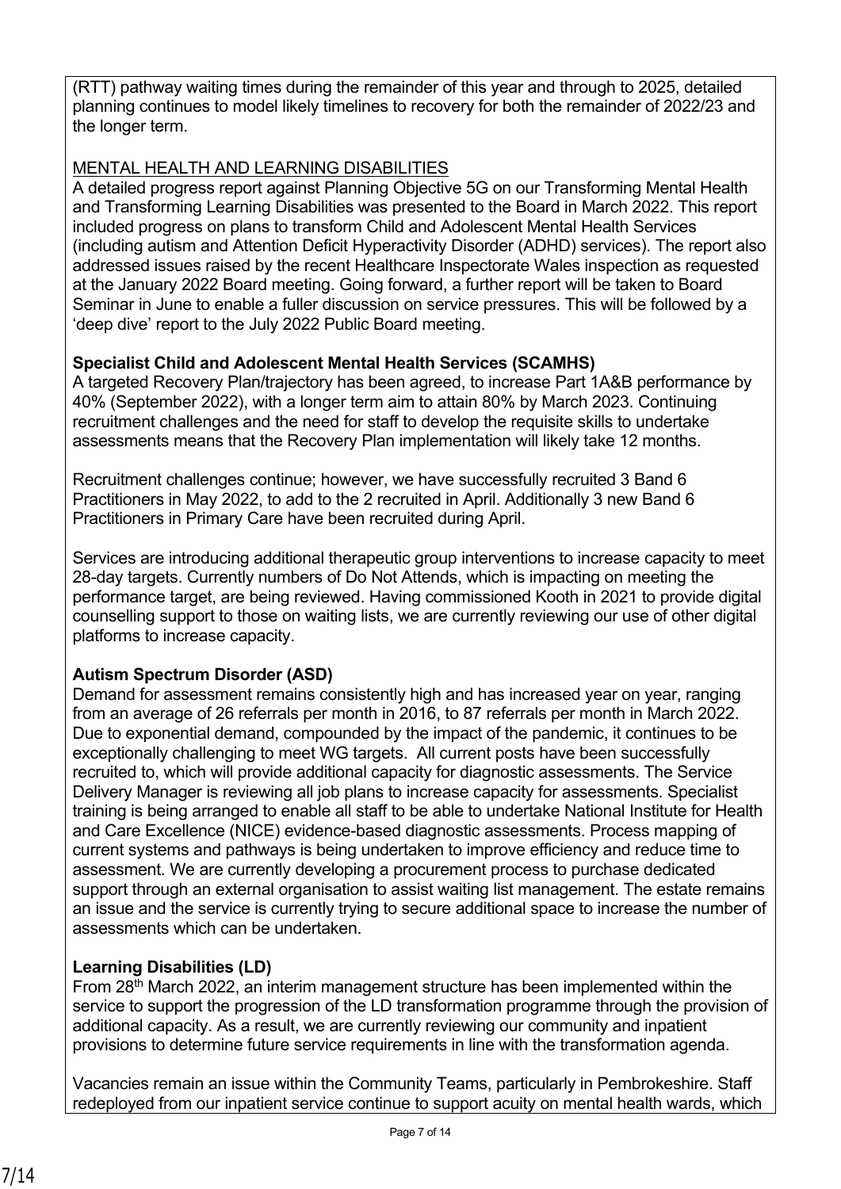(RTT) pathway waiting times during the remainder of this year and through to 2025, detailed planning continues to model likely timelines to recovery for both the remainder of 2022/23 and the longer term.

MENTAL HEALTH AND LEARNING DISABILITIES

A detailed progress report against Planning Objective 5G on our Transforming Mental Health and Transforming Learning Disabilities was presented to the Board in March 2022. This report included progress on plans to transform Child and Adolescent Mental Health Services (including autism and Attention Deficit Hyperactivity Disorder (ADHD) services). The report also addressed issues raised by the recent Healthcare Inspectorate Wales inspection as requested at the January 2022 Board meeting. Going forward, a further report will be taken to Board Seminar in June to enable a fuller discussion on service pressures. This will be followed by a 'deep dive' report to the July 2022 Public Board meeting.

**Specialist Child and Adolescent Mental Health Services (SCAMHS)**

A targeted Recovery Plan/trajectory has been agreed, to increase Part 1A&B performance by 40% (September 2022), with a longer term aim to attain 80% by March 2023. Continuing recruitment challenges and the need for staff to develop the requisite skills to undertake assessments means that the Recovery Plan implementation will likely take 12 months.

Recruitment challenges continue; however, we have successfully recruited 3 Band 6 Practitioners in May 2022, to add to the 2 recruited in April. Additionally 3 new Band 6 Practitioners in Primary Care have been recruited during April.

Services are introducing additional therapeutic group interventions to increase capacity to meet 28-day targets. Currently numbers of Do Not Attends, which is impacting on meeting the performance target, are being reviewed. Having commissioned Kooth in 2021 to provide digital counselling support to those on waiting lists, we are currently reviewing our use of other digital platforms to increase capacity.

**Autism Spectrum Disorder (ASD)**

Demand for assessment remains consistently high and has increased year on year, ranging from an average of 26 referrals per month in 2016, to 87 referrals per month in March 2022. Due to exponential demand, compounded by the impact of the pandemic, it continues to be exceptionally challenging to meet WG targets. All current posts have been successfully recruited to, which will provide additional capacity for diagnostic assessments. The Service Delivery Manager is reviewing all job plans to increase capacity for assessments. Specialist training is being arranged to enable all staff to be able to undertake National Institute for Health and Care Excellence (NICE) evidence-based diagnostic assessments. Process mapping of current systems and pathways is being undertaken to improve efficiency and reduce time to assessment. We are currently developing a procurement process to purchase dedicated support through an external organisation to assist waiting list management. The estate remains an issue and the service is currently trying to secure additional space to increase the number of assessments which can be undertaken.

**Learning Disabilities (LD)**

From 28th March 2022, an interim management structure has been implemented within the service to support the progression of the LD transformation programme through the provision of additional capacity. As a result, we are currently reviewing our community and inpatient provisions to determine future service requirements in line with the transformation agenda.

Vacancies remain an issue within the Community Teams, particularly in Pembrokeshire. Staff redeployed from our inpatient service continue to support acuity on mental health wards, which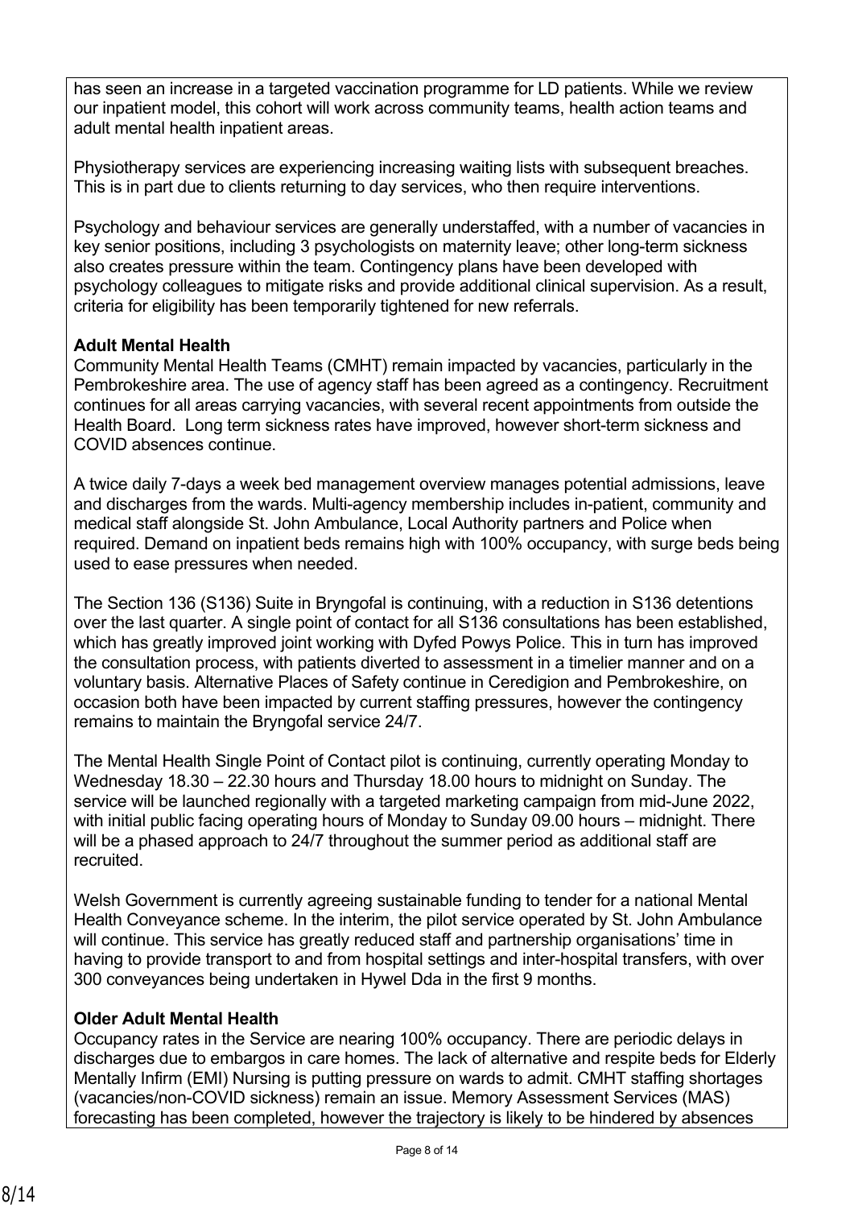has seen an increase in a targeted vaccination programme for LD patients. While we review our inpatient model, this cohort will work across community teams, health action teams and adult mental health inpatient areas.

Physiotherapy services are experiencing increasing waiting lists with subsequent breaches. This is in part due to clients returning to day services, who then require interventions.

Psychology and behaviour services are generally understaffed, with a number of vacancies in key senior positions, including 3 psychologists on maternity leave; other long-term sickness also creates pressure within the team. Contingency plans have been developed with psychology colleagues to mitigate risks and provide additional clinical supervision. As a result, criteria for eligibility has been temporarily tightened for new referrals.

**Adult Mental Health**

Community Mental Health Teams (CMHT) remain impacted by vacancies, particularly in the Pembrokeshire area. The use of agency staff has been agreed as a contingency. Recruitment continues for all areas carrying vacancies, with several recent appointments from outside the Health Board. Long term sickness rates have improved, however short-term sickness and COVID absences continue.

A twice daily 7-days a week bed management overview manages potential admissions, leave and discharges from the wards. Multi-agency membership includes in-patient, community and medical staff alongside St. John Ambulance, Local Authority partners and Police when required. Demand on inpatient beds remains high with 100% occupancy, with surge beds being used to ease pressures when needed.

The Section 136 (S136) Suite in Bryngofal is continuing, with a reduction in S136 detentions over the last quarter. A single point of contact for all S136 consultations has been established, which has greatly improved joint working with Dyfed Powys Police. This in turn has improved the consultation process, with patients diverted to assessment in a timelier manner and on a voluntary basis. Alternative Places of Safety continue in Ceredigion and Pembrokeshire, on occasion both have been impacted by current staffing pressures, however the contingency remains to maintain the Bryngofal service 24/7.

The Mental Health Single Point of Contact pilot is continuing, currently operating Monday to Wednesday 18.30 – 22.30 hours and Thursday 18.00 hours to midnight on Sunday. The service will be launched regionally with a targeted marketing campaign from mid-June 2022, with initial public facing operating hours of Monday to Sunday 09.00 hours – midnight. There will be a phased approach to 24/7 throughout the summer period as additional staff are recruited.

Welsh Government is currently agreeing sustainable funding to tender for a national Mental Health Conveyance scheme. In the interim, the pilot service operated by St. John Ambulance will continue. This service has greatly reduced staff and partnership organisations' time in having to provide transport to and from hospital settings and inter-hospital transfers, with over 300 conveyances being undertaken in Hywel Dda in the first 9 months.

**Older Adult Mental Health**

Occupancy rates in the Service are nearing 100% occupancy. There are periodic delays in discharges due to embargos in care homes. The lack of alternative and respite beds for Elderly Mentally Infirm (EMI) Nursing is putting pressure on wards to admit. CMHT staffing shortages (vacancies/non-COVID sickness) remain an issue. Memory Assessment Services (MAS) forecasting has been completed, however the trajectory is likely to be hindered by absences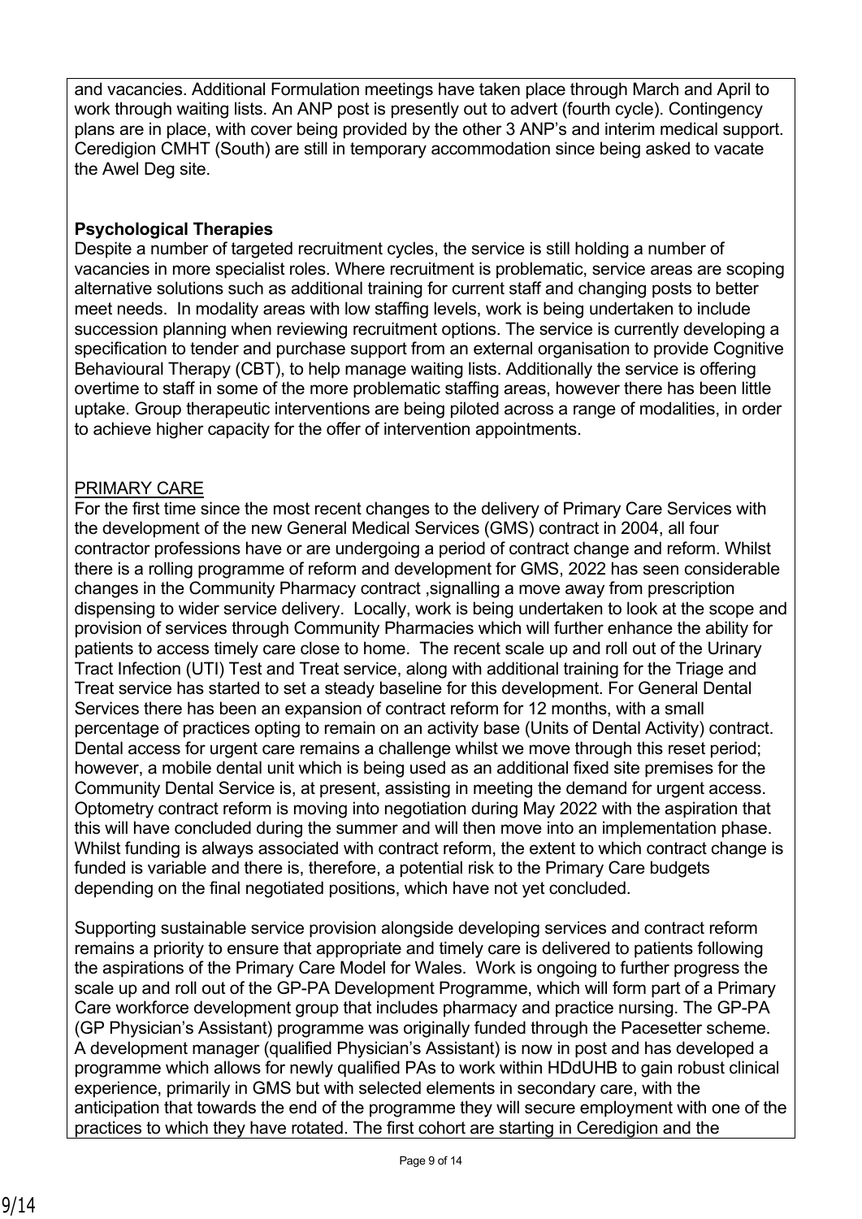and vacancies. Additional Formulation meetings have taken place through March and April to work through waiting lists. An ANP post is presently out to advert (fourth cycle). Contingency plans are in place, with cover being provided by the other 3 ANP's and interim medical support. Ceredigion CMHT (South) are still in temporary accommodation since being asked to vacate the Awel Deg site.

**Psychological Therapies**

Despite a number of targeted recruitment cycles, the service is still holding a number of vacancies in more specialist roles. Where recruitment is problematic, service areas are scoping alternative solutions such as additional training for current staff and changing posts to better meet needs. In modality areas with low staffing levels, work is being undertaken to include succession planning when reviewing recruitment options. The service is currently developing a specification to tender and purchase support from an external organisation to provide Cognitive Behavioural Therapy (CBT), to help manage waiting lists. Additionally the service is offering overtime to staff in some of the more problematic staffing areas, however there has been little uptake. Group therapeutic interventions are being piloted across a range of modalities, in order to achieve higher capacity for the offer of intervention appointments.

PRIMARY CARE

For the first time since the most recent changes to the delivery of Primary Care Services with the development of the new General Medical Services (GMS) contract in 2004, all four contractor professions have or are undergoing a period of contract change and reform. Whilst there is a rolling programme of reform and development for GMS, 2022 has seen considerable changes in the Community Pharmacy contract ,signalling a move away from prescription dispensing to wider service delivery. Locally, work is being undertaken to look at the scope and provision of services through Community Pharmacies which will further enhance the ability for patients to access timely care close to home. The recent scale up and roll out of the Urinary Tract Infection (UTI) Test and Treat service, along with additional training for the Triage and Treat service has started to set a steady baseline for this development. For General Dental Services there has been an expansion of contract reform for 12 months, with a small percentage of practices opting to remain on an activity base (Units of Dental Activity) contract. Dental access for urgent care remains a challenge whilst we move through this reset period; however, a mobile dental unit which is being used as an additional fixed site premises for the Community Dental Service is, at present, assisting in meeting the demand for urgent access. Optometry contract reform is moving into negotiation during May 2022 with the aspiration that this will have concluded during the summer and will then move into an implementation phase. Whilst funding is always associated with contract reform, the extent to which contract change is funded is variable and there is, therefore, a potential risk to the Primary Care budgets depending on the final negotiated positions, which have not yet concluded.

Supporting sustainable service provision alongside developing services and contract reform remains a priority to ensure that appropriate and timely care is delivered to patients following the aspirations of the Primary Care Model for Wales. Work is ongoing to further progress the scale up and roll out of the GP-PA Development Programme, which will form part of a Primary Care workforce development group that includes pharmacy and practice nursing. The GP-PA (GP Physician's Assistant) programme was originally funded through the Pacesetter scheme. A development manager (qualified Physician's Assistant) is now in post and has developed a programme which allows for newly qualified PAs to work within HDdUHB to gain robust clinical experience, primarily in GMS but with selected elements in secondary care, with the anticipation that towards the end of the programme they will secure employment with one of the practices to which they have rotated. The first cohort are starting in Ceredigion and the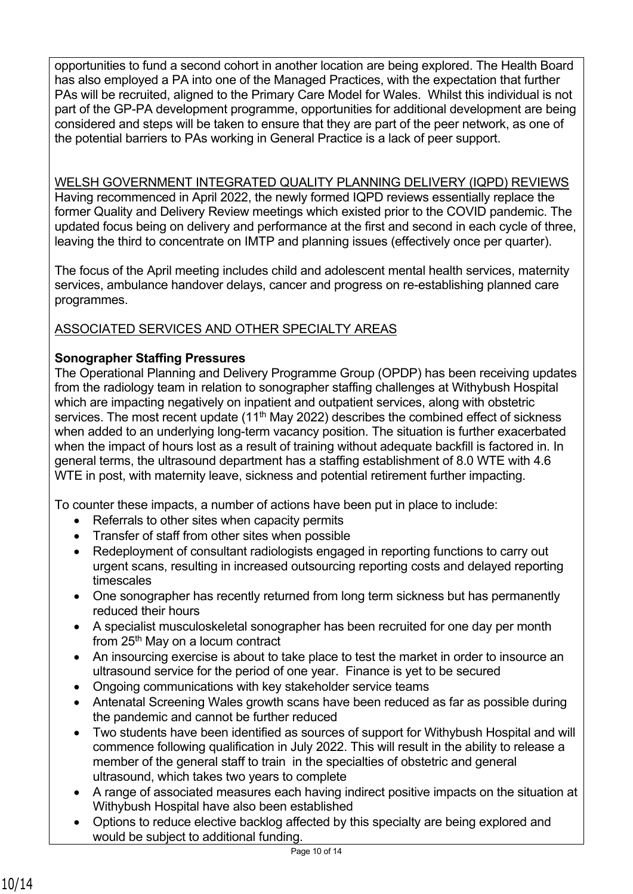opportunities to fund a second cohort in another location are being explored. The Health Board has also employed a PA into one of the Managed Practices, with the expectation that further PAs will be recruited, aligned to the Primary Care Model for Wales. Whilst this individual is not part of the GP-PA development programme, opportunities for additional development are being considered and steps will be taken to ensure that they are part of the peer network, as one of the potential barriers to PAs working in General Practice is a lack of peer support.

WELSH GOVERNMENT INTEGRATED QUALITY PLANNING DELIVERY (IQPD) REVIEWS

Having recommenced in April 2022, the newly formed IQPD reviews essentially replace the former Quality and Delivery Review meetings which existed prior to the COVID pandemic. The updated focus being on delivery and performance at the first and second in each cycle of three, leaving the third to concentrate on IMTP and planning issues (effectively once per quarter).

The focus of the April meeting includes child and adolescent mental health services, maternity services, ambulance handover delays, cancer and progress on re-establishing planned care programmes.

ASSOCIATED SERVICES AND OTHER SPECIALTY AREAS

**Sonographer Staffing Pressures**

The Operational Planning and Delivery Programme Group (OPDP) has been receiving updates from the radiology team in relation to sonographer staffing challenges at Withybush Hospital which are impacting negatively on inpatient and outpatient services, along with obstetric services. The most recent update (11th May 2022) describes the combined effect of sickness when added to an underlying long-term vacancy position. The situation is further exacerbated when the impact of hours lost as a result of training without adequate backfill is factored in. In general terms, the ultrasound department has a staffing establishment of 8.0 WTE with 4.6 WTE in post, with maternity leave, sickness and potential retirement further impacting.

To counter these impacts, a number of actions have been put in place to include:

- Referrals to other sites when capacity permits
- Transfer of staff from other sites when possible
- Redeployment of consultant radiologists engaged in reporting functions to carry out urgent scans, resulting in increased outsourcing reporting costs and delayed reporting timescales
- One sonographer has recently returned from long term sickness but has permanently reduced their hours
- A specialist musculoskeletal sonographer has been recruited for one day per month from 25th May on a locum contract
- An insourcing exercise is about to take place to test the market in order to insource an ultrasound service for the period of one year. Finance is yet to be secured
- Ongoing communications with key stakeholder service teams
- Antenatal Screening Wales growth scans have been reduced as far as possible during the pandemic and cannot be further reduced
- Two students have been identified as sources of support for Withybush Hospital and will commence following qualification in July 2022. This will result in the ability to release a member of the general staff to train in the specialties of obstetric and general ultrasound, which takes two years to complete
- A range of associated measures each having indirect positive impacts on the situation at Withybush Hospital have also been established
- Options to reduce elective backlog affected by this specialty are being explored and would be subject to additional funding.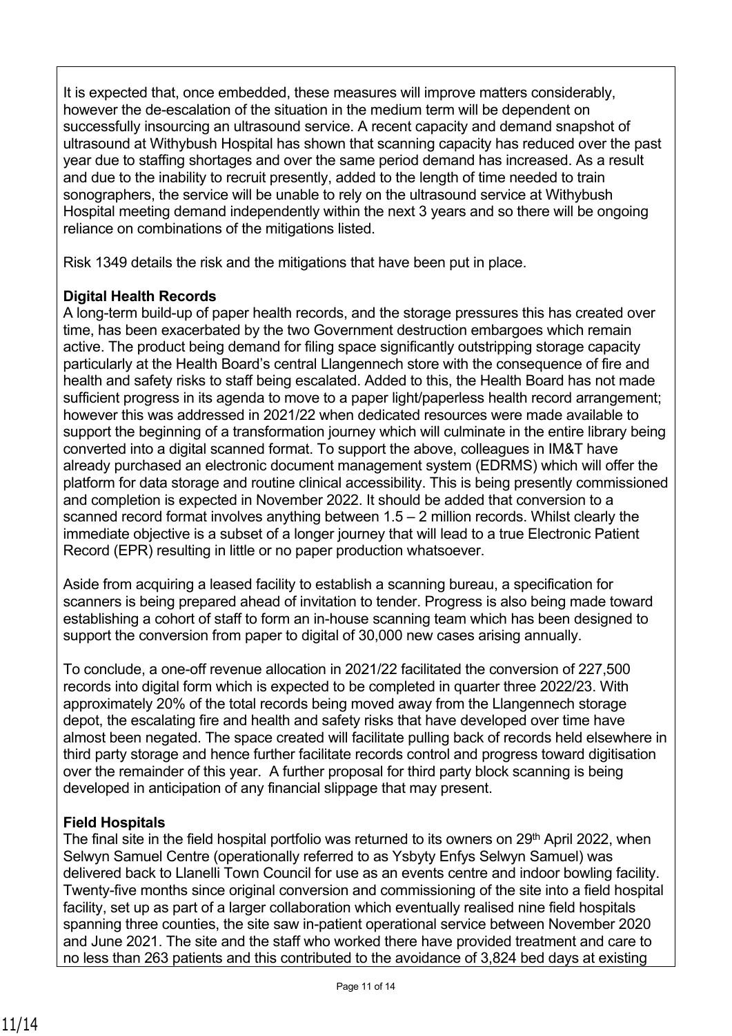It is expected that, once embedded, these measures will improve matters considerably, however the de-escalation of the situation in the medium term will be dependent on successfully insourcing an ultrasound service. A recent capacity and demand snapshot of ultrasound at Withybush Hospital has shown that scanning capacity has reduced over the past year due to staffing shortages and over the same period demand has increased. As a result and due to the inability to recruit presently, added to the length of time needed to train sonographers, the service will be unable to rely on the ultrasound service at Withybush Hospital meeting demand independently within the next 3 years and so there will be ongoing reliance on combinations of the mitigations listed.

Risk 1349 details the risk and the mitigations that have been put in place.

**Digital Health Records**

A long-term build-up of paper health records, and the storage pressures this has created over time, has been exacerbated by the two Government destruction embargoes which remain active. The product being demand for filing space significantly outstripping storage capacity particularly at the Health Board's central Llangennech store with the consequence of fire and health and safety risks to staff being escalated. Added to this, the Health Board has not made sufficient progress in its agenda to move to a paper light/paperless health record arrangement; however this was addressed in 2021/22 when dedicated resources were made available to support the beginning of a transformation journey which will culminate in the entire library being converted into a digital scanned format. To support the above, colleagues in IM&T have already purchased an electronic document management system (EDRMS) which will offer the platform for data storage and routine clinical accessibility. This is being presently commissioned and completion is expected in November 2022. It should be added that conversion to a scanned record format involves anything between 1.5 – 2 million records. Whilst clearly the immediate objective is a subset of a longer journey that will lead to a true Electronic Patient Record (EPR) resulting in little or no paper production whatsoever.

Aside from acquiring a leased facility to establish a scanning bureau, a specification for scanners is being prepared ahead of invitation to tender. Progress is also being made toward establishing a cohort of staff to form an in-house scanning team which has been designed to support the conversion from paper to digital of 30,000 new cases arising annually.

To conclude, a one-off revenue allocation in 2021/22 facilitated the conversion of 227,500 records into digital form which is expected to be completed in quarter three 2022/23. With approximately 20% of the total records being moved away from the Llangennech storage depot, the escalating fire and health and safety risks that have developed over time have almost been negated. The space created will facilitate pulling back of records held elsewhere in third party storage and hence further facilitate records control and progress toward digitisation over the remainder of this year. A further proposal for third party block scanning is being developed in anticipation of any financial slippage that may present.

**Field Hospitals**

The final site in the field hospital portfolio was returned to its owners on 29th April 2022, when Selwyn Samuel Centre (operationally referred to as Ysbyty Enfys Selwyn Samuel) was delivered back to Llanelli Town Council for use as an events centre and indoor bowling facility. Twenty-five months since original conversion and commissioning of the site into a field hospital facility, set up as part of a larger collaboration which eventually realised nine field hospitals spanning three counties, the site saw in-patient operational service between November 2020 and June 2021. The site and the staff who worked there have provided treatment and care to no less than 263 patients and this contributed to the avoidance of 3,824 bed days at existing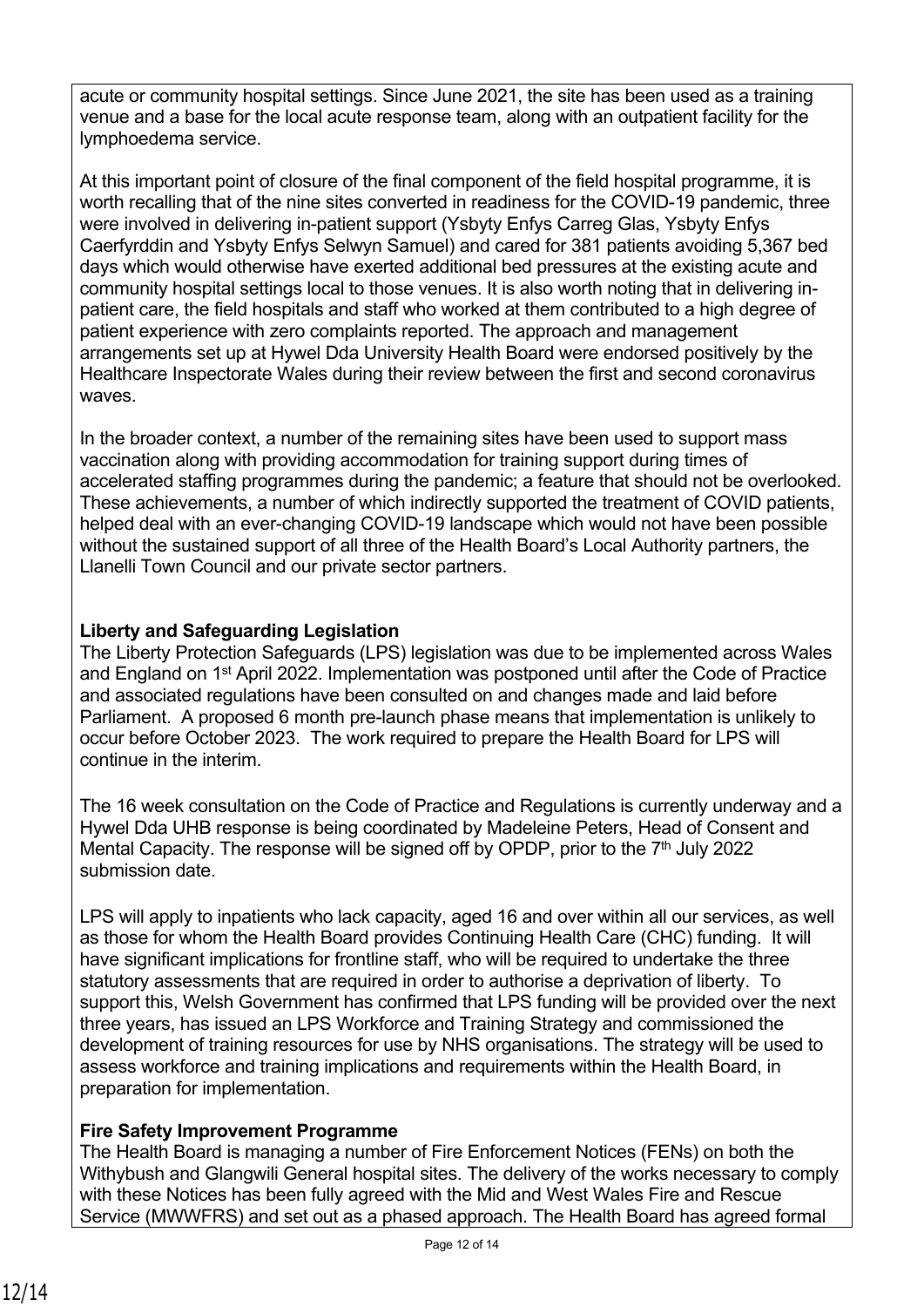acute or community hospital settings. Since June 2021, the site has been used as a training venue and a base for the local acute response team, along with an outpatient facility for the lymphoedema service.

At this important point of closure of the final component of the field hospital programme, it is worth recalling that of the nine sites converted in readiness for the COVID-19 pandemic, three were involved in delivering in-patient support (Ysbyty Enfys Carreg Glas, Ysbyty Enfys Caerfyrddin and Ysbyty Enfys Selwyn Samuel) and cared for 381 patients avoiding 5,367 bed days which would otherwise have exerted additional bed pressures at the existing acute and community hospital settings local to those venues. It is also worth noting that in delivering in-patient care, the field hospitals and staff who worked at them contributed to a high degree of patient experience with zero complaints reported. The approach and management arrangements set up at Hywel Dda University Health Board were endorsed positively by the Healthcare Inspectorate Wales during their review between the first and second coronavirus waves.

In the broader context, a number of the remaining sites have been used to support mass vaccination along with providing accommodation for training support during times of accelerated staffing programmes during the pandemic; a feature that should not be overlooked. These achievements, a number of which indirectly supported the treatment of COVID patients, helped deal with an ever-changing COVID-19 landscape which would not have been possible without the sustained support of all three of the Health Board's Local Authority partners, the Llanelli Town Council and our private sector partners.

**Liberty and Safeguarding Legislation**

The Liberty Protection Safeguards (LPS) legislation was due to be implemented across Wales and England on 1st April 2022. Implementation was postponed until after the Code of Practice and associated regulations have been consulted on and changes made and laid before Parliament. A proposed 6 month pre-launch phase means that implementation is unlikely to occur before October 2023. The work required to prepare the Health Board for LPS will continue in the interim.

The 16 week consultation on the Code of Practice and Regulations is currently underway and a Hywel Dda UHB response is being coordinated by Madeleine Peters, Head of Consent and Mental Capacity. The response will be signed off by OPDP, prior to the 7th July 2022 submission date.

LPS will apply to inpatients who lack capacity, aged 16 and over within all our services, as well as those for whom the Health Board provides Continuing Health Care (CHC) funding. It will have significant implications for frontline staff, who will be required to undertake the three statutory assessments that are required in order to authorise a deprivation of liberty. To support this, Welsh Government has confirmed that LPS funding will be provided over the next three years, has issued an LPS Workforce and Training Strategy and commissioned the development of training resources for use by NHS organisations. The strategy will be used to assess workforce and training implications and requirements within the Health Board, in preparation for implementation.

**Fire Safety Improvement Programme**

The Health Board is managing a number of Fire Enforcement Notices (FENs) on both the Withybush and Glangwili General hospital sites. The delivery of the works necessary to comply with these Notices has been fully agreed with the Mid and West Wales Fire and Rescue Service (MWWFRS) and set out as a phased approach. The Health Board has agreed formal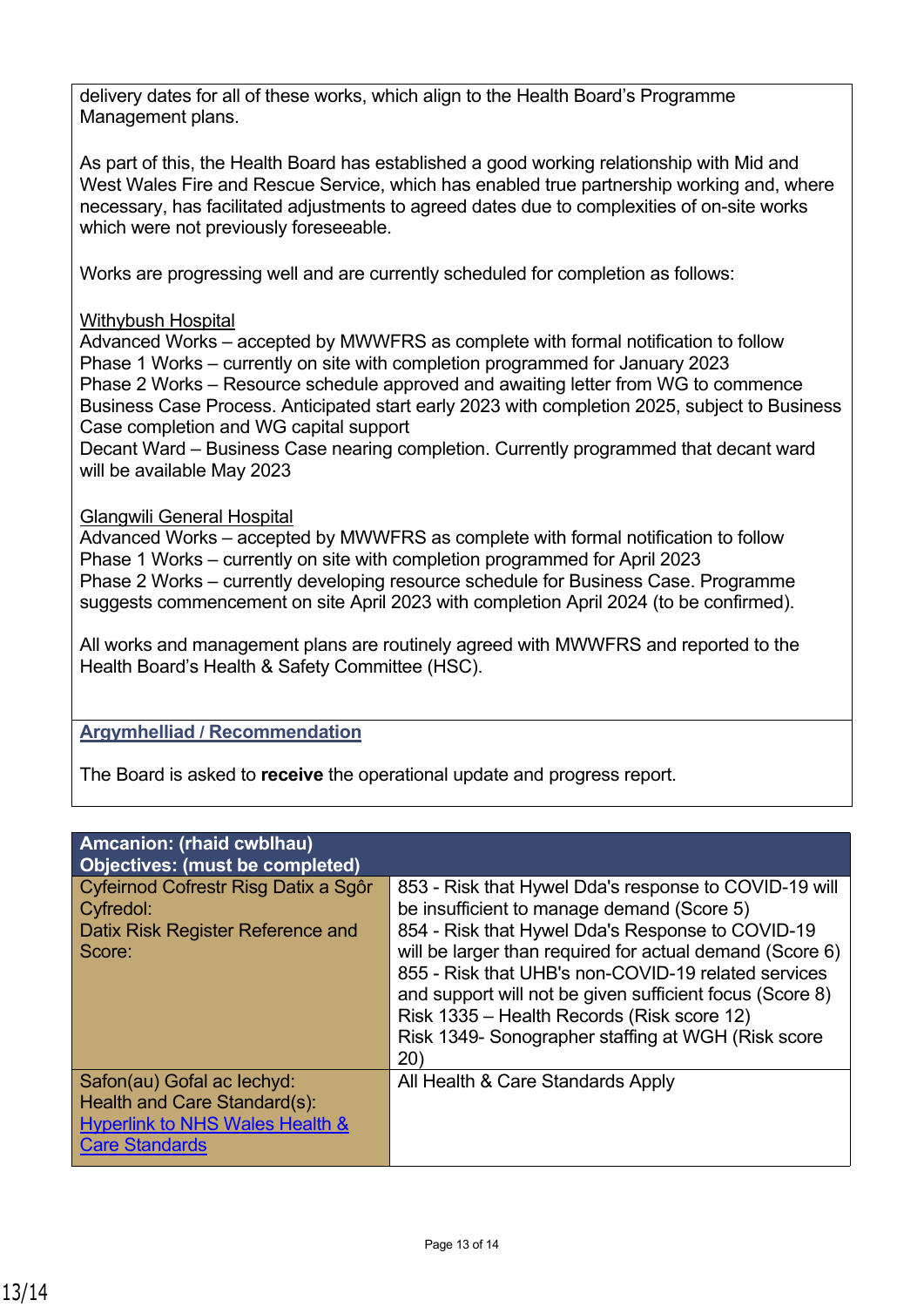delivery dates for all of these works, which align to the Health Board's Programme Management plans.

As part of this, the Health Board has established a good working relationship with Mid and West Wales Fire and Rescue Service, which has enabled true partnership working and, where necessary, has facilitated adjustments to agreed dates due to complexities of on-site works which were not previously foreseeable.

Works are progressing well and are currently scheduled for completion as follows:

Withybush Hospital
Advanced Works – accepted by MWWFRS as complete with formal notification to follow
Phase 1 Works – currently on site with completion programmed for January 2023
Phase 2 Works – Resource schedule approved and awaiting letter from WG to commence Business Case Process. Anticipated start early 2023 with completion 2025, subject to Business Case completion and WG capital support
Decant Ward – Business Case nearing completion. Currently programmed that decant ward will be available May 2023

Glangwili General Hospital
Advanced Works – accepted by MWWFRS as complete with formal notification to follow
Phase 1 Works – currently on site with completion programmed for April 2023
Phase 2 Works – currently developing resource schedule for Business Case. Programme suggests commencement on site April 2023 with completion April 2024 (to be confirmed).

All works and management plans are routinely agreed with MWWFRS and reported to the Health Board's Health & Safety Committee (HSC).

## Argymhelliad / Recommendation

The Board is asked to **receive** the operational update and progress report.

| Amcanion: (rhaid cwblhau)<br>Objectives: (must be completed) | |
|---|---|
| Cyfeirnod Cofrestr Risg Datix a Sgôr Cyfredol:<br>Datix Risk Register Reference and Score: | 853 - Risk that Hywel Dda's response to COVID-19 will be insufficient to manage demand (Score 5)<br>854 - Risk that Hywel Dda's Response to COVID-19 will be larger than required for actual demand (Score 6)<br>855 - Risk that UHB's non-COVID-19 related services and support will not be given sufficient focus (Score 8)<br>Risk 1335 – Health Records (Risk score 12)<br>Risk 1349- Sonographer staffing at WGH (Risk score 20) |
| Safon(au) Gofal ac Iechyd:<br>Health and Care Standard(s):<br>Hyperlink to NHS Wales Health & Care Standards | All Health & Care Standards Apply |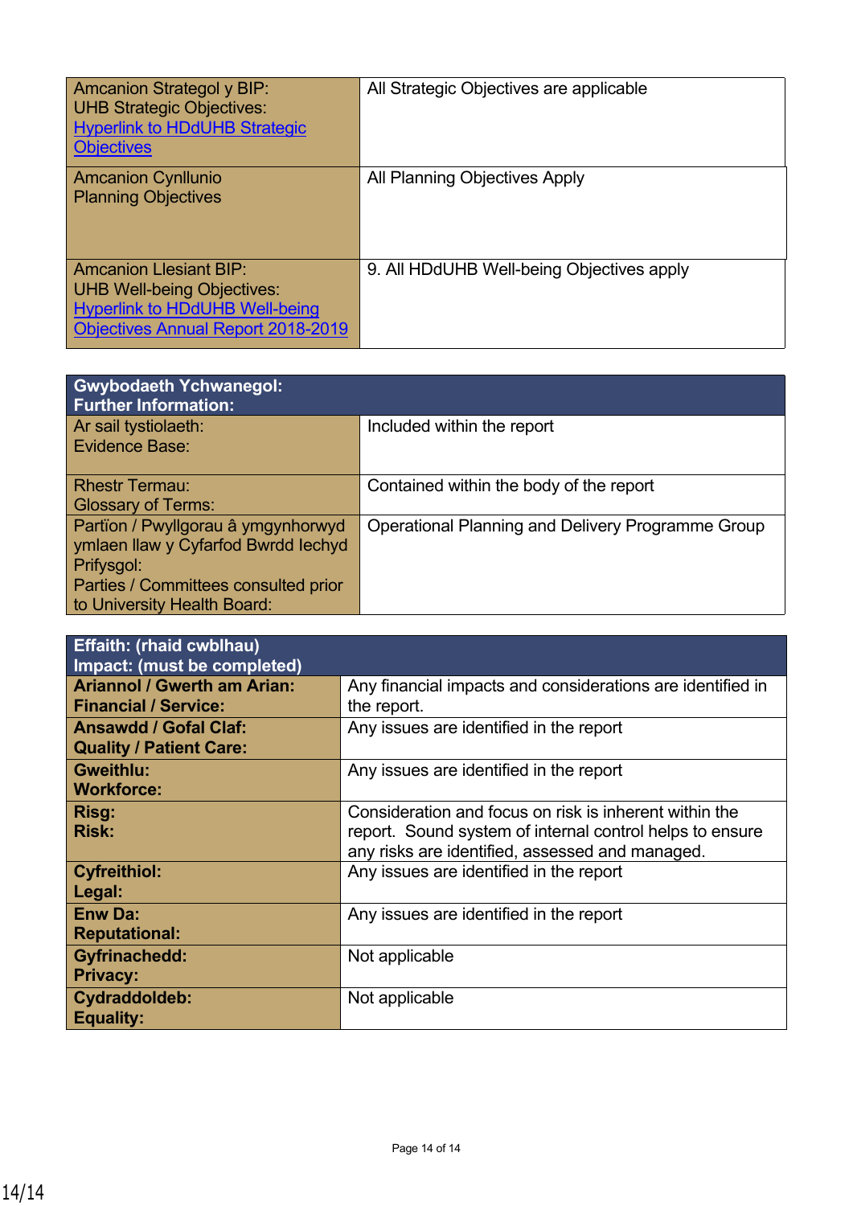| | |
|---|---|
| Amcanion Strategol y BIP:<br>UHB Strategic Objectives:<br>[Hyperlink to HDdUHB Strategic Objectives]() | All Strategic Objectives are applicable |
| Amcanion Cynllunio<br>Planning Objectives | All Planning Objectives Apply |
| Amcanion Llesiant BIP:<br>UHB Well-being Objectives:<br>[Hyperlink to HDdUHB Well-being Objectives Annual Report 2018-2019]() | 9. All HDdUHB Well-being Objectives apply |

| **Gwybodaeth Ychwanegol:**<br>**Further Information:** | |
|---|---|
| Ar sail tystiolaeth:<br>Evidence Base: | Included within the report |
| Rhestr Termau:<br>Glossary of Terms: | Contained within the body of the report |
| Partïon / Pwyllgorau â ymgynhorwyd ymlaen llaw y Cyfarfod Bwrdd Iechyd Prifysgol:<br>Parties / Committees consulted prior to University Health Board: | Operational Planning and Delivery Programme Group |

| **Effaith: (rhaid cwblhau)**<br>**Impact: (must be completed)** | |
|---|---|
| **Ariannol / Gwerth am Arian:**<br>**Financial / Service:** | Any financial impacts and considerations are identified in the report. |
| **Ansawdd / Gofal Claf:**<br>**Quality / Patient Care:** | Any issues are identified in the report |
| **Gweithlu:**<br>**Workforce:** | Any issues are identified in the report |
| **Risg:**<br>**Risk:** | Consideration and focus on risk is inherent within the report. Sound system of internal control helps to ensure any risks are identified, assessed and managed. |
| **Cyfreithiol:**<br>**Legal:** | Any issues are identified in the report |
| **Enw Da:**<br>**Reputational:** | Any issues are identified in the report |
| **Gyfrinachedd:**<br>**Privacy:** | Not applicable |
| **Cydraddoldeb:**<br>**Equality:** | Not applicable |